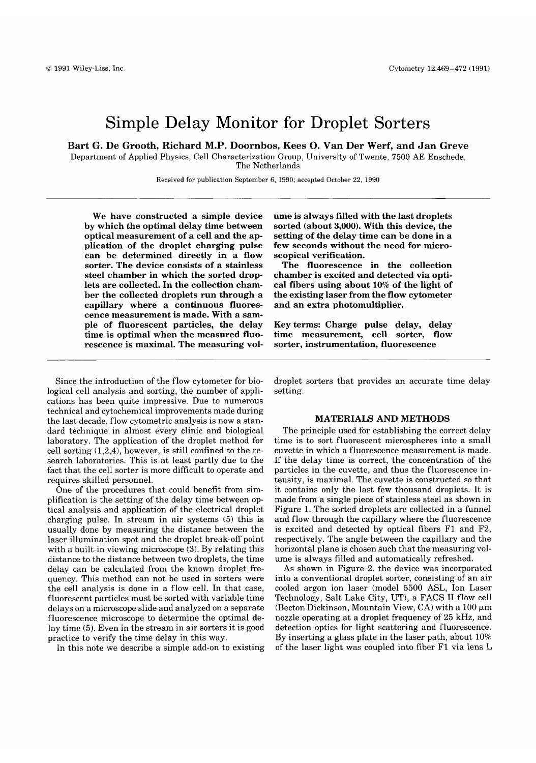# Simple Delay Monitor for Droplet Sorters

**Bart G. De Grooth, Richard M.P. Doornbos, Kees O. Van Der Werf, and Jan Greve**

Department of Applied Physics, Cell Characterization Group, University of Twente, 7500 AE Enschede, The Netherlands

Received for publication September 6, 1990; accepted October 22, 1990

**We have constructed a simple device by which the optimal delay time between optical measurement of a cell and the application of the droplet charging pulse can be determined directly in a flow sorter. The device consists of a stainless steel chamber in which the sorted droplets are collected. In the collection chamber the collected droplets run through a capillary where a continuous fluorescence measurement is made. With a sample of fluorescent particles, the delay time is optimal when the measured fluorescence is maximal. The measuring volume is always filled with the last droplets sorted (about 3,000). With this device, the setting of the delay time can be done in a few seconds without the need for microscopical verification.**

**The fluorescence in the collection chamber is excited and detected via optical fibers using about 10% of the light of the existing laser from the flow cytometer and an extra photomultiplier.**

**Key terms: Charge pulse delay, delay time measurement, cell sorter, flow sorter, instrumentation, fluorescence**

Since the introduction of the flow cytometer for biological cell analysis and sorting, the number of applications has been quite impressive. Due to numerous technical and cytochemical improvements made during the last decade, flow cytometric analysis is now a standard technique in almost every clinic and biological laboratory. The application of the droplet method for cell sorting (1,2,4), however, is still confined to the research laboratories. This is at least partly due to the fact that the cell sorter is more difficult to operate and requires skilled personnel.

One of the procedures that could benefit from simplification is the setting of the delay time between optical analysis and application of the electrical droplet charging pulse. In stream in air systems (5) this is usually done by measuring the distance between the laser illumination spot and the droplet break-off point with a built-in viewing microscope (3). By relating this distance to the distance between two droplets, the time delay can be calculated from the known droplet frequency. This method can not be used in sorters were the cell analysis is done in a flow cell. In that case, fluorescent particles must be sorted with variable time delays on a microscope slide and analyzed on a separate fluorescence microscope to determine the optimal delay time (5). Even in the stream in air sorters it is good practice to verify the time delay in this way.

In this note we describe a simple add-on to existing droplet sorters that provides an accurate time delay setting.

## MATERIALS AND METHODS

The principle used for establishing the correct delay time is to sort fluorescent microspheres into a small cuvette in which a fluorescence measurement is made. If the delay time is correct, the concentration of the particles in the cuvette, and thus the fluorescence intensity, is maximal. The cuvette is constructed so that it contains only the last few thousand droplets. It is made from a single piece of stainless steel as shown in Figure 1. The sorted droplets are collected in a funnel and flow through the capillary where the fluorescence is excited and detected by optical fibers F1 and F2, respectively. The angle between the capillary and the horizontal plane is chosen such that the measuring volume is always filled and automatically refreshed.

As shown in Figure 2, the device was incorporated into a conventional droplet sorter, consisting of an air cooled argon ion laser (model 5500 ASL, Ion Laser Technology, Salt Lake City, UT), a FACS II flow cell (Becton Dickinson, Mountain View, CA) with a 100 μm nozzle operating at a droplet frequency of 25 kHz, and detection optics for light scattering and fluorescence. By inserting a glass plate in the laser path, about 10% of the laser light was coupled into fiber F1 via lens L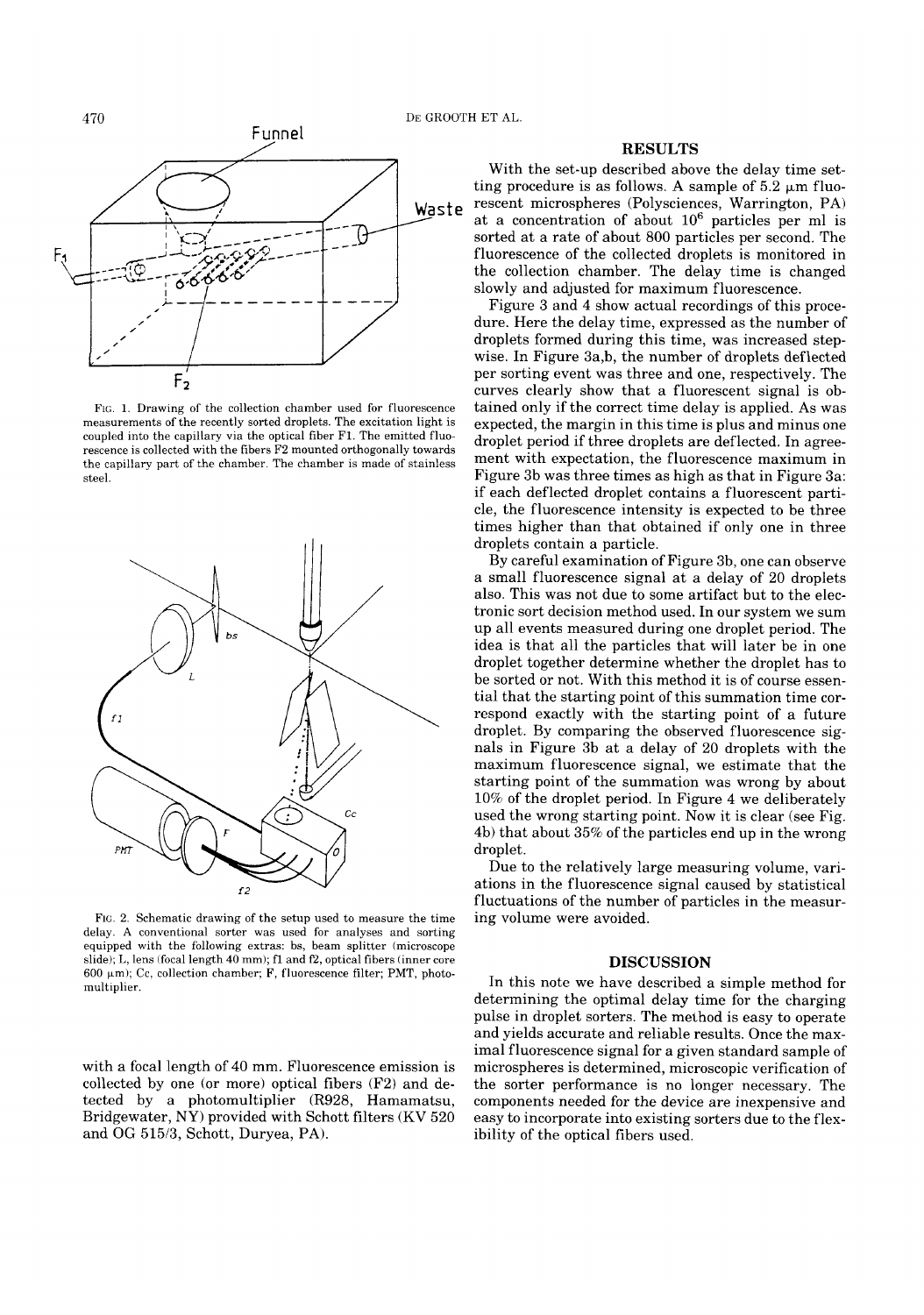FIG. 1. Drawing of the collection chamber used for fluorescence measurements of the recently sorted droplets. The excitation light is coupled into the capillary via the optical fiber F1. The emitted fluorescence is collected with the fibers F2 mounted orthogonally towards the capillary part of the chamber. The chamber is made of stainless steel.

FIG. 2. Schematic drawing of the setup used to measure the time delay. A conventional sorter was used for analyses and sorting equipped with the following extras: bs, beam splitter (microscope slide); L, lens (focal length 40 mm); f1 and f2, optical fibers (inner core 600 μm); Cc, collection chamber; F, fluorescence filter; PMT, photomultiplier.

with a focal length of 40 mm. Fluorescence emission is collected by one (or more) optical fibers (F2) and detected by a photomultiplier (R928, Hamamatsu, Bridgewater, NY) provided with Schott filters (KV 520 and OG 515/3, Schott, Duryea, PA).

## RESULTS

With the set-up described above the delay time setting procedure is as follows. A sample of 5.2 μm fluorescent microspheres (Polysciences, Warrington, PA) at a concentration of about $10^6$ particles per ml is sorted at a rate of about 800 particles per second. The fluorescence of the collected droplets is monitored in the collection chamber. The delay time is changed slowly and adjusted for maximum fluorescence.

Figure 3 and 4 show actual recordings of this procedure. Here the delay time, expressed as the number of droplets formed during this time, was increased stepwise. In Figure 3a,b, the number of droplets deflected per sorting event was three and one, respectively. The curves clearly show that a fluorescent signal is obtained only if the correct time delay is applied. As was expected, the margin in this time is plus and minus one droplet period if three droplets are deflected. In agreement with expectation, the fluorescence maximum in Figure 3b was three times as high as that in Figure 3a: if each deflected droplet contains a fluorescent particle, the fluorescence intensity is expected to be three times higher than that obtained if only one in three droplets contain a particle.

By careful examination of Figure 3b, one can observe a small fluorescence signal at a delay of 20 droplets also. This was not due to some artifact but to the electronic sort decision method used. In our system we sum up all events measured during one droplet period. The idea is that all the particles that will later be in one droplet together determine whether the droplet has to be sorted or not. With this method it is of course essential that the starting point of this summation time correspond exactly with the starting point of a future droplet. By comparing the observed fluorescence signals in Figure 3b at a delay of 20 droplets with the maximum fluorescence signal, we estimate that the starting point of the summation was wrong by about 10% of the droplet period. In Figure 4 we deliberately used the wrong starting point. Now it is clear (see Fig. 4b) that about 35% of the particles end up in the wrong droplet.

Due to the relatively large measuring volume, variations in the fluorescence signal caused by statistical fluctuations of the number of particles in the measuring volume were avoided.

## DISCUSSION

In this note we have described a simple method for determining the optimal delay time for the charging pulse in droplet sorters. The method is easy to operate and yields accurate and reliable results. Once the maximal fluorescence signal for a given standard sample of microspheres is determined, microscopic verification of the sorter performance is no longer necessary. The components needed for the device are inexpensive and easy to incorporate into existing sorters due to the flexibility of the optical fibers used.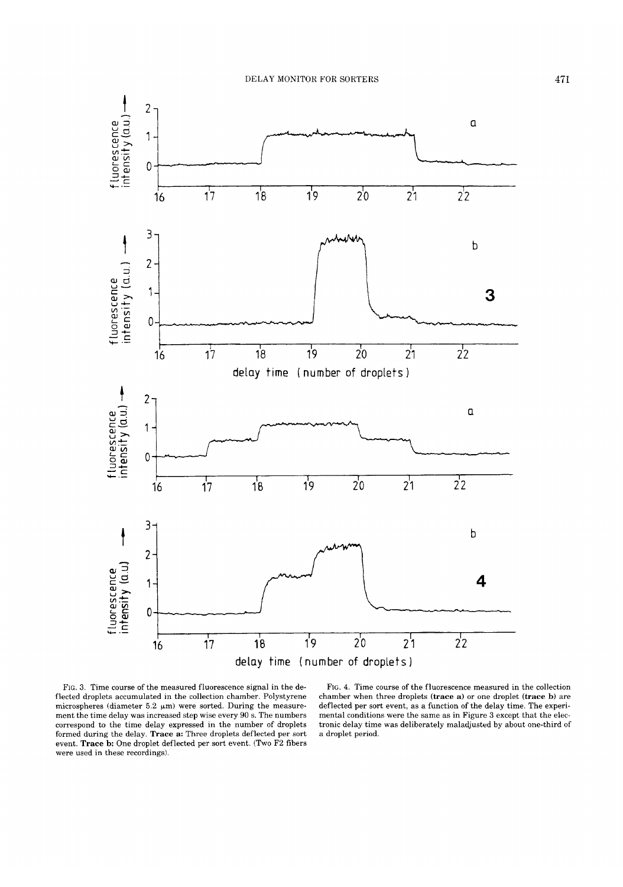FIG. 3. Time course of the measured fluorescence signal in the deflected droplets accumulated in the collection chamber. Polystyrene microspheres (diameter 5.2 μm) were sorted. During the measurement the time delay was increased step wise every 90 s. The numbers correspond to the time delay expressed in the number of droplets formed during the delay. **Trace a:** Three droplets deflected per sort event. **Trace b:** One droplet deflected per sort event. (Two F2 fibers were used in these recordings).

FIG. 4. Time course of the fluorescence measured in the collection chamber when three droplets (**trace a**) or one droplet (**trace b**) are deflected per sort event, as a function of the delay time. The experimental conditions were the same as in Figure 3 except that the electronic delay time was deliberately maladjusted by about one-third of a droplet period.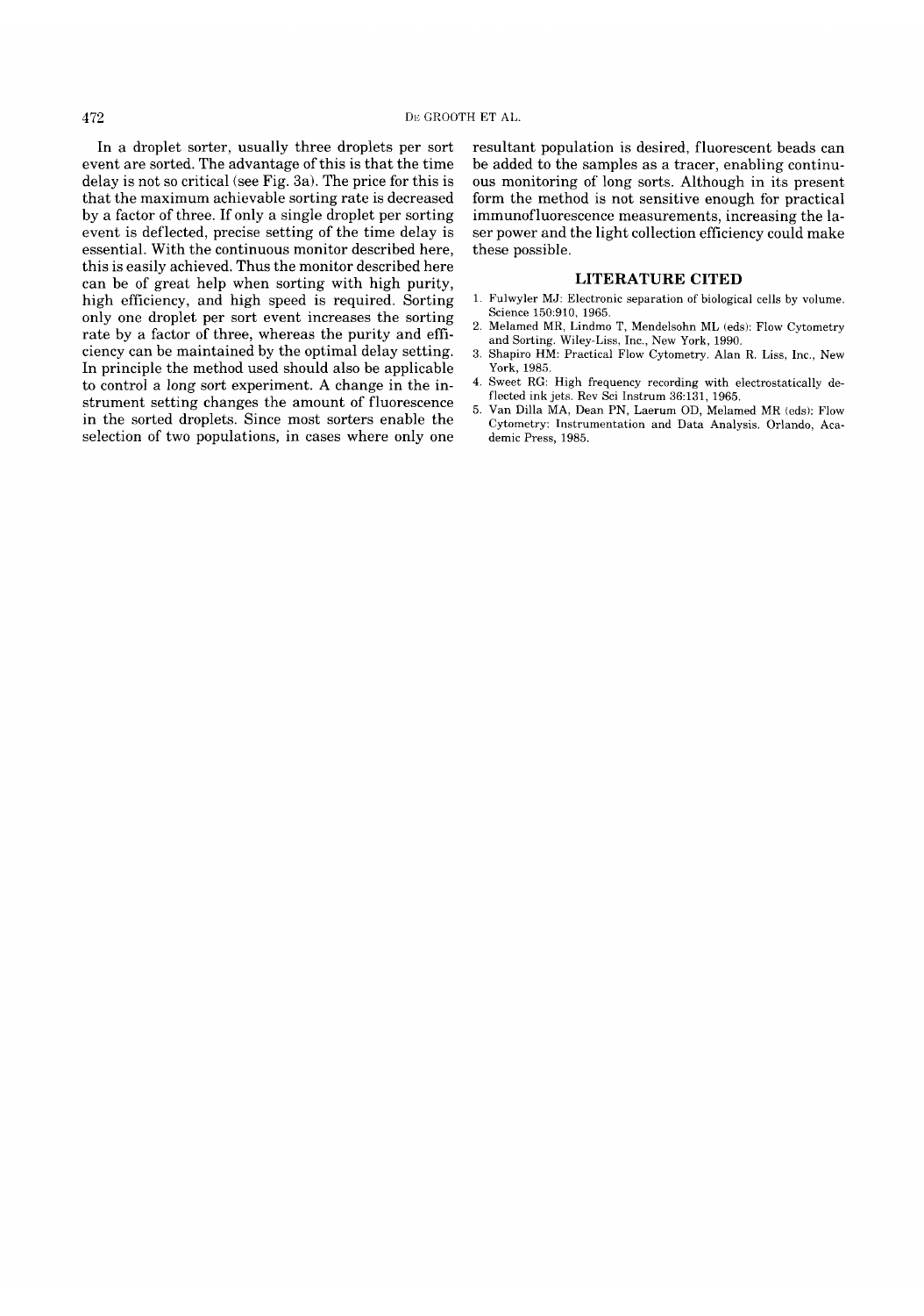In a droplet sorter, usually three droplets per sort event are sorted. The advantage of this is that the time delay is not so critical (see Fig. 3a). The price for this is that the maximum achievable sorting rate is decreased by a factor of three. If only a single droplet per sorting event is deflected, precise setting of the time delay is essential. With the continuous monitor described here, this is easily achieved. Thus the monitor described here can be of great help when sorting with high purity, high efficiency, and high speed is required. Sorting only one droplet per sort event increases the sorting rate by a factor of three, whereas the purity and efficiency can be maintained by the optimal delay setting. In principle the method used should also be applicable to control a long sort experiment. A change in the instrument setting changes the amount of fluorescence in the sorted droplets. Since most sorters enable the selection of two populations, in cases where only one resultant population is desired, fluorescent beads can be added to the samples as a tracer, enabling continuous monitoring of long sorts. Although in its present form the method is not sensitive enough for practical immunofluorescence measurements, increasing the laser power and the light collection efficiency could make these possible.

## LITERATURE CITED

1. Fulwyler MJ: Electronic separation of biological cells by volume. Science 150:910, 1965.
2. Melamed MR, Lindmo T, Mendelsohn ML (eds): Flow Cytometry and Sorting. Wiley-Liss, Inc., New York, 1990.
3. Shapiro HM: Practical Flow Cytometry. Alan R. Liss, Inc., New York, 1985.
4. Sweet RG: High frequency recording with electrostatically deflected ink jets. Rev Sci Instrum 36:131, 1965.
5. Van Dilla MA, Dean PN, Laerum OD, Melamed MR (eds): Flow Cytometry: Instrumentation and Data Analysis. Orlando, Academic Press, 1985.